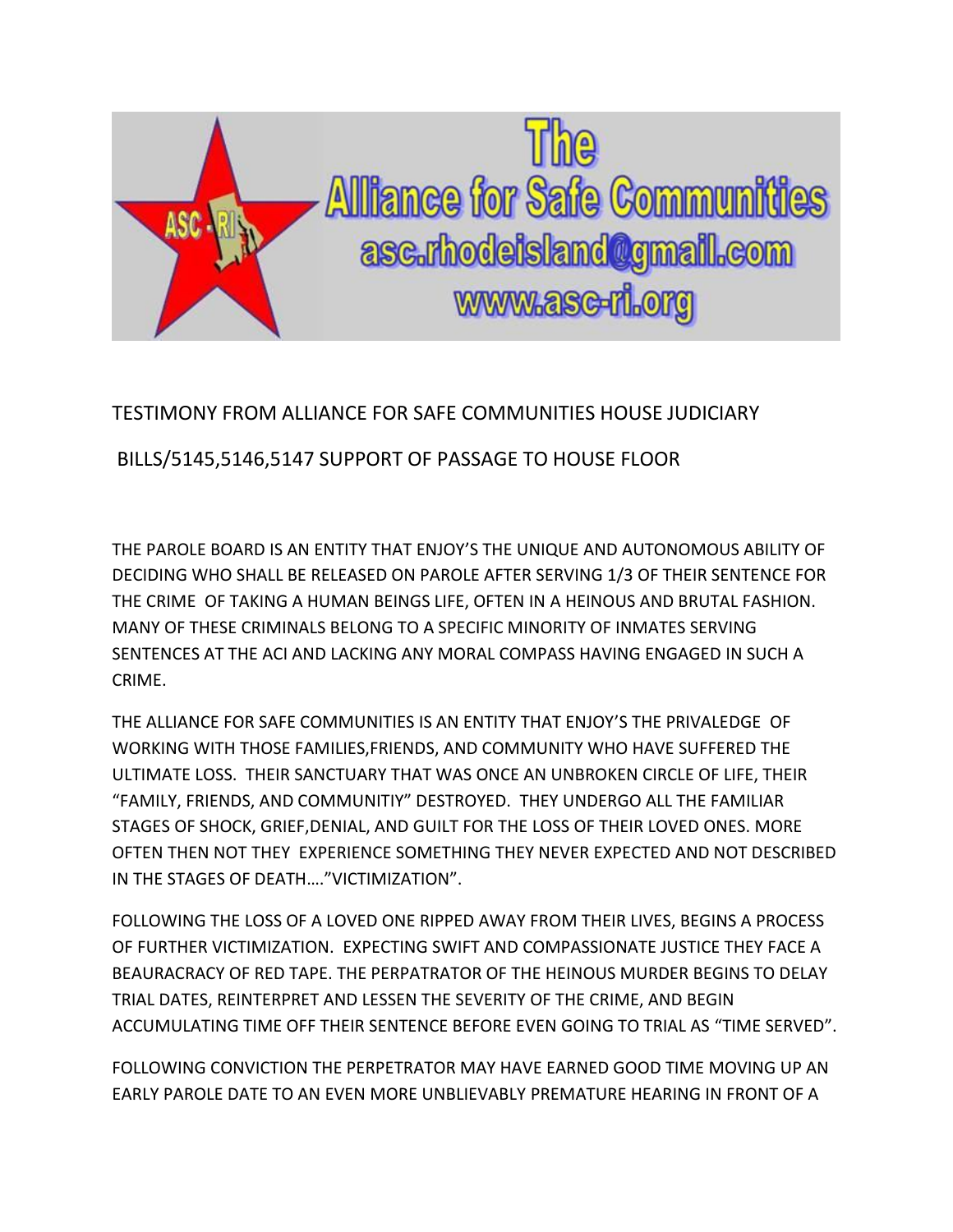# The Alliance for Safe Communities

asc.rhodeisland@gmail.com

www.asc-ri.org

TESTIMONY FROM ALLIANCE FOR SAFE COMMUNITIES HOUSE JUDICIARY

BILLS/5145,5146,5147 SUPPORT OF PASSAGE TO HOUSE FLOOR

THE PAROLE BOARD IS AN ENTITY THAT ENJOY'S THE UNIQUE AND AUTONOMOUS ABILITY OF DECIDING WHO SHALL BE RELEASED ON PAROLE AFTER SERVING 1/3 OF THEIR SENTENCE FOR THE CRIME OF TAKING A HUMAN BEINGS LIFE, OFTEN IN A HEINOUS AND BRUTAL FASHION. MANY OF THESE CRIMINALS BELONG TO A SPECIFIC MINORITY OF INMATES SERVING SENTENCES AT THE ACI AND LACKING ANY MORAL COMPASS HAVING ENGAGED IN SUCH A CRIME.

THE ALLIANCE FOR SAFE COMMUNITIES IS AN ENTITY THAT ENJOY'S THE PRIVALEDGE OF WORKING WITH THOSE FAMILIES,FRIENDS, AND COMMUNITY WHO HAVE SUFFERED THE ULTIMATE LOSS. THEIR SANCTUARY THAT WAS ONCE AN UNBROKEN CIRCLE OF LIFE, THEIR "FAMILY, FRIENDS, AND COMMUNITIY" DESTROYED. THEY UNDERGO ALL THE FAMILIAR STAGES OF SHOCK, GRIEF,DENIAL, AND GUILT FOR THE LOSS OF THEIR LOVED ONES. MORE OFTEN THEN NOT THEY EXPERIENCE SOMETHING THEY NEVER EXPECTED AND NOT DESCRIBED IN THE STAGES OF DEATH…."VICTIMIZATION".

FOLLOWING THE LOSS OF A LOVED ONE RIPPED AWAY FROM THEIR LIVES, BEGINS A PROCESS OF FURTHER VICTIMIZATION. EXPECTING SWIFT AND COMPASSIONATE JUSTICE THEY FACE A BEAURACRACY OF RED TAPE. THE PERPATRATOR OF THE HEINOUS MURDER BEGINS TO DELAY TRIAL DATES, REINTERPRET AND LESSEN THE SEVERITY OF THE CRIME, AND BEGIN ACCUMULATING TIME OFF THEIR SENTENCE BEFORE EVEN GOING TO TRIAL AS "TIME SERVED".

FOLLOWING CONVICTION THE PERPETRATOR MAY HAVE EARNED GOOD TIME MOVING UP AN EARLY PAROLE DATE TO AN EVEN MORE UNBLIEVABLY PREMATURE HEARING IN FRONT OF A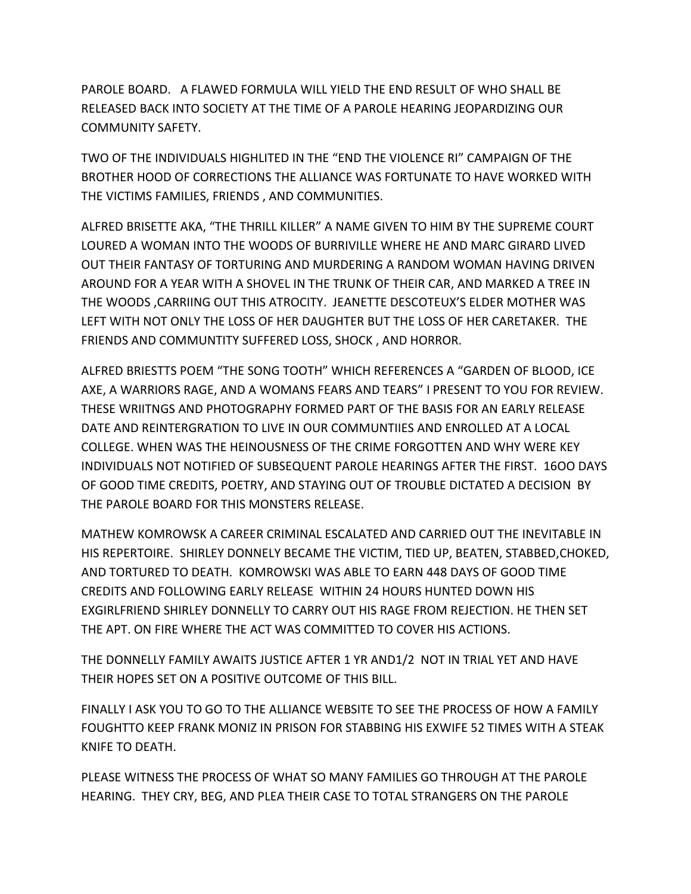PAROLE BOARD. A FLAWED FORMULA WILL YIELD THE END RESULT OF WHO SHALL BE RELEASED BACK INTO SOCIETY AT THE TIME OF A PAROLE HEARING JEOPARDIZING OUR COMMUNITY SAFETY.

TWO OF THE INDIVIDUALS HIGHLITED IN THE "END THE VIOLENCE RI" CAMPAIGN OF THE BROTHER HOOD OF CORRECTIONS THE ALLIANCE WAS FORTUNATE TO HAVE WORKED WITH THE VICTIMS FAMILIES, FRIENDS , AND COMMUNITIES.

ALFRED BRISETTE AKA, "THE THRILL KILLER" A NAME GIVEN TO HIM BY THE SUPREME COURT LOURED A WOMAN INTO THE WOODS OF BURRIVILLE WHERE HE AND MARC GIRARD LIVED OUT THEIR FANTASY OF TORTURING AND MURDERING A RANDOM WOMAN HAVING DRIVEN AROUND FOR A YEAR WITH A SHOVEL IN THE TRUNK OF THEIR CAR, AND MARKED A TREE IN THE WOODS ,CARRIING OUT THIS ATROCITY. JEANETTE DESCOTEUX'S ELDER MOTHER WAS LEFT WITH NOT ONLY THE LOSS OF HER DAUGHTER BUT THE LOSS OF HER CARETAKER. THE FRIENDS AND COMMUNTITY SUFFERED LOSS, SHOCK , AND HORROR.

ALFRED BRIESTTS POEM "THE SONG TOOTH" WHICH REFERENCES A "GARDEN OF BLOOD, ICE AXE, A WARRIORS RAGE, AND A WOMANS FEARS AND TEARS" I PRESENT TO YOU FOR REVIEW. THESE WRIITNGS AND PHOTOGRAPHY FORMED PART OF THE BASIS FOR AN EARLY RELEASE DATE AND REINTERGRATION TO LIVE IN OUR COMMUNTIIES AND ENROLLED AT A LOCAL COLLEGE. WHEN WAS THE HEINOUSNESS OF THE CRIME FORGOTTEN AND WHY WERE KEY INDIVIDUALS NOT NOTIFIED OF SUBSEQUENT PAROLE HEARINGS AFTER THE FIRST. 16OO DAYS OF GOOD TIME CREDITS, POETRY, AND STAYING OUT OF TROUBLE DICTATED A DECISION BY THE PAROLE BOARD FOR THIS MONSTERS RELEASE.

MATHEW KOMROWSK A CAREER CRIMINAL ESCALATED AND CARRIED OUT THE INEVITABLE IN HIS REPERTOIRE. SHIRLEY DONNELY BECAME THE VICTIM, TIED UP, BEATEN, STABBED,CHOKED, AND TORTURED TO DEATH. KOMROWSKI WAS ABLE TO EARN 448 DAYS OF GOOD TIME CREDITS AND FOLLOWING EARLY RELEASE WITHIN 24 HOURS HUNTED DOWN HIS EXGIRLFRIEND SHIRLEY DONNELLY TO CARRY OUT HIS RAGE FROM REJECTION. HE THEN SET THE APT. ON FIRE WHERE THE ACT WAS COMMITTED TO COVER HIS ACTIONS.

THE DONNELLY FAMILY AWAITS JUSTICE AFTER 1 YR AND1/2 NOT IN TRIAL YET AND HAVE THEIR HOPES SET ON A POSITIVE OUTCOME OF THIS BILL.

FINALLY I ASK YOU TO GO TO THE ALLIANCE WEBSITE TO SEE THE PROCESS OF HOW A FAMILY FOUGHTTO KEEP FRANK MONIZ IN PRISON FOR STABBING HIS EXWIFE 52 TIMES WITH A STEAK KNIFE TO DEATH.

PLEASE WITNESS THE PROCESS OF WHAT SO MANY FAMILIES GO THROUGH AT THE PAROLE HEARING. THEY CRY, BEG, AND PLEA THEIR CASE TO TOTAL STRANGERS ON THE PAROLE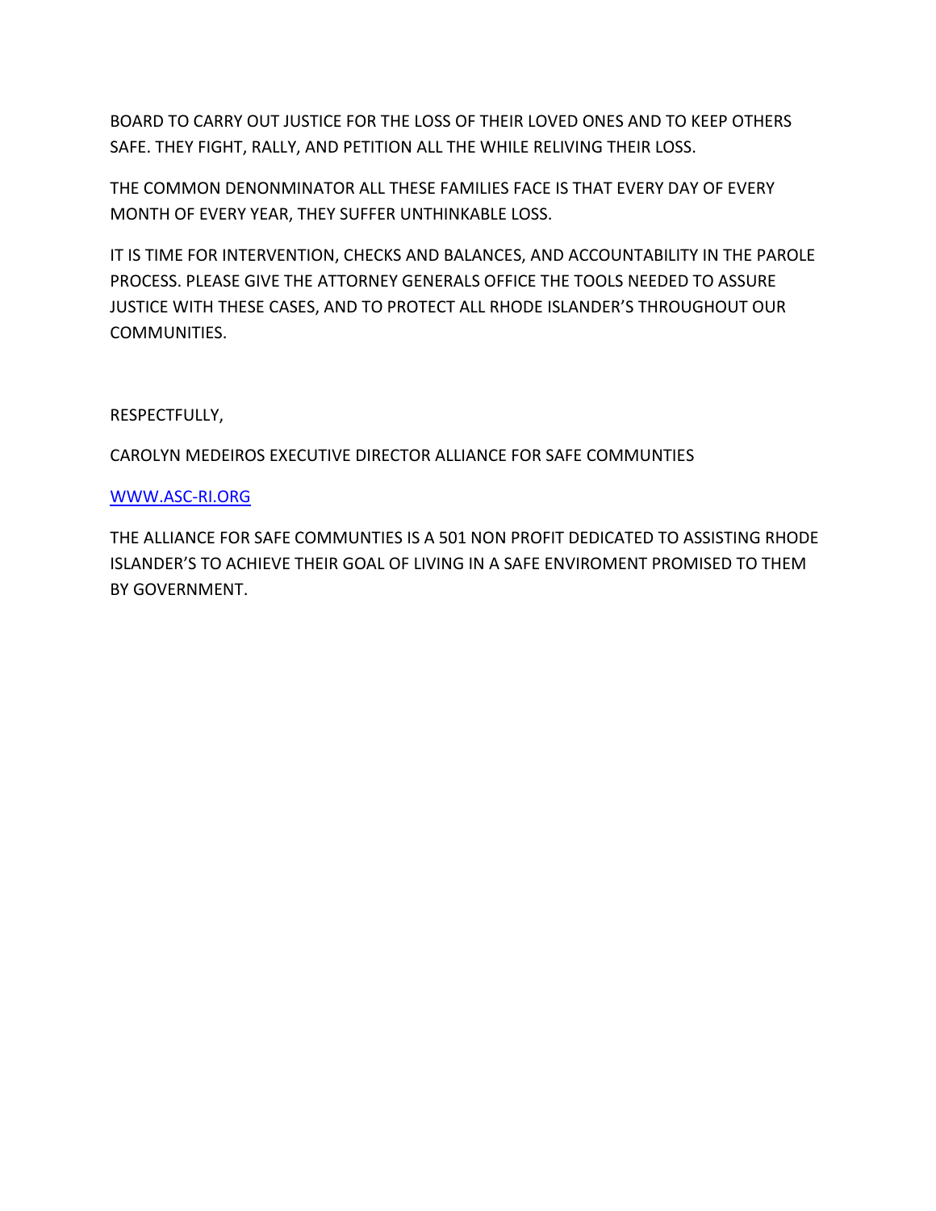BOARD TO CARRY OUT JUSTICE FOR THE LOSS OF THEIR LOVED ONES AND TO KEEP OTHERS SAFE. THEY FIGHT, RALLY, AND PETITION ALL THE WHILE RELIVING THEIR LOSS.

THE COMMON DENONMINATOR ALL THESE FAMILIES FACE IS THAT EVERY DAY OF EVERY MONTH OF EVERY YEAR, THEY SUFFER UNTHINKABLE LOSS.

IT IS TIME FOR INTERVENTION, CHECKS AND BALANCES, AND ACCOUNTABILITY IN THE PAROLE PROCESS. PLEASE GIVE THE ATTORNEY GENERALS OFFICE THE TOOLS NEEDED TO ASSURE JUSTICE WITH THESE CASES, AND TO PROTECT ALL RHODE ISLANDER'S THROUGHOUT OUR COMMUNITIES.

RESPECTFULLY,

CAROLYN MEDEIROS EXECUTIVE DIRECTOR ALLIANCE FOR SAFE COMMUNTIES

[WWW.ASC-RI.ORG](http://WWW.ASC-RI.ORG)

THE ALLIANCE FOR SAFE COMMUNTIES IS A 501 NON PROFIT DEDICATED TO ASSISTING RHODE ISLANDER'S TO ACHIEVE THEIR GOAL OF LIVING IN A SAFE ENVIROMENT PROMISED TO THEM BY GOVERNMENT.